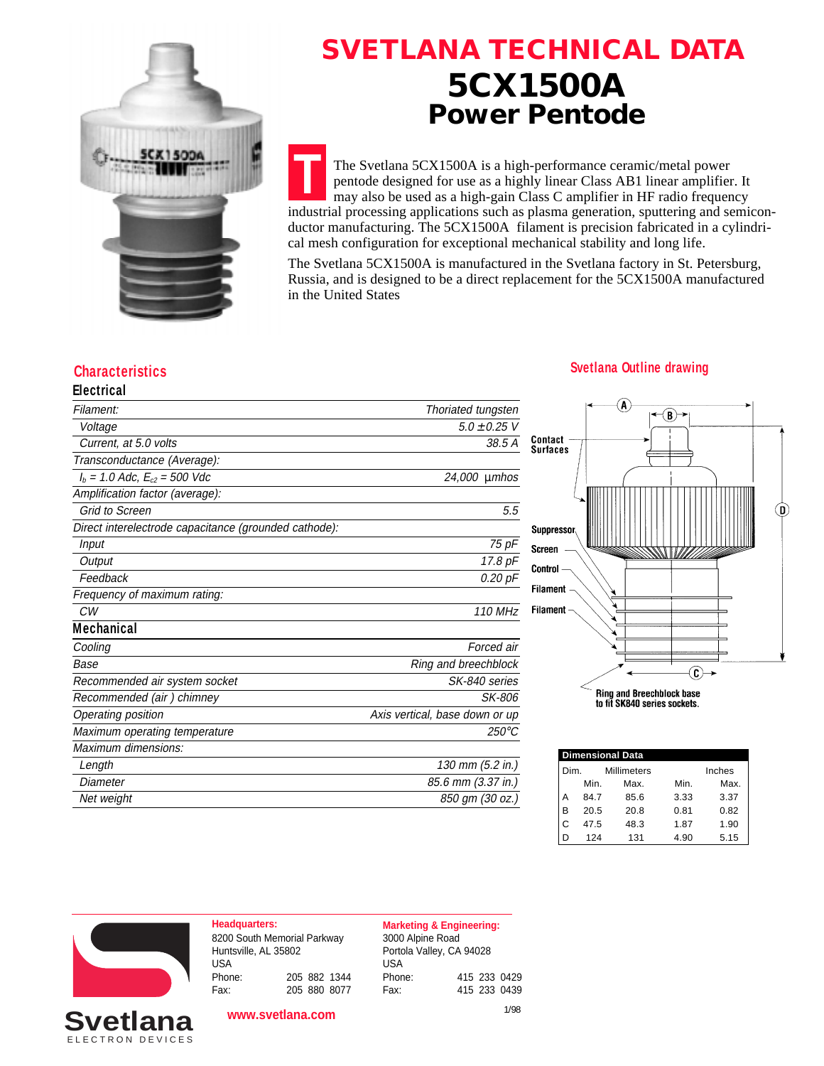# SVETLANA TECHNICAL DATA

# 5CX1500A

## Power Pentode

The Svetlana 5CX1500A is a high-performance ceramic/metal power pentode designed for use as a highly linear Class AB1 linear amplifier. It may also be used as a high-gain Class C amplifier in HF radio frequency industrial processing applications such as plasma generation, sputtering and semiconductor manufacturing. The 5CX1500A filament is precision fabricated in a cylindrical mesh configuration for exceptional mechanical stability and long life.

The Svetlana 5CX1500A is manufactured in the Svetlana factory in St. Petersburg, Russia, and is designed to be a direct replacement for the 5CX1500A manufactured in the United States

## Characteristics

### Electrical

| | |
|---|---|
| *Filament:* | *Thoriated tungsten* |
| *Voltage* | *5.0 ±0.25 V* |
| *Current, at 5.0 volts* | *38.5 A* |
| *Transconductance (Average):* | |
| $I_b$ = 1.0 Adc, $E_{c2}$ = 500 Vdc | *24,000 µmhos* |
| *Amplification factor (average):* | |
| *Grid to Screen* | *5.5* |
| *Direct interelectrode capacitance (grounded cathode):* | |
| *Input* | *75 pF* |
| *Output* | *17.8 pF* |
| *Feedback* | *0.20 pF* |
| *Frequency of maximum rating:* | |
| *CW* | *110 MHz* |

### Mechanical

| | |
|---|---|
| *Cooling* | *Forced air* |
| *Base* | *Ring and breechblock* |
| *Recommended air system socket* | *SK-840 series* |
| *Recommended (air ) chimney* | *SK-806* |
| *Operating position* | *Axis vertical, base down or up* |
| *Maximum operating temperature* | *250°C* |
| *Maximum dimensions:* | |
| *Length* | *130 mm (5.2 in.)* |
| *Diameter* | *85.6 mm (3.37 in.)* |
| *Net weight* | *850 gm (30 oz.)* |

## Svetlana Outline drawing

Contact Surfaces, Suppressor, Screen, Control, Filament, Filament

Ring and Breechblock base to fit SK840 series sockets.

**Dimensional Data**

| Dim. | Millimeters Min. | Millimeters Max. | Inches Min. | Inches Max. |
|---|---|---|---|---|
| A | 84.7 | 85.6 | 3.33 | 3.37 |
| B | 20.5 | 20.8 | 0.81 | 0.82 |
| C | 47.5 | 48.3 | 1.87 | 1.90 |
| D | 124 | 131 | 4.90 | 5.15 |

**Svetlana** ELECTRON DEVICES

**Headquarters:**
8200 South Memorial Parkway
Huntsville, AL 35802
USA
Phone: 205 882 1344
Fax: 205 880 8077

**Marketing & Engineering:**
3000 Alpine Road
Portola Valley, CA 94028
USA
Phone: 415 233 0429
Fax: 415 233 0439

www.svetlana.com

1/98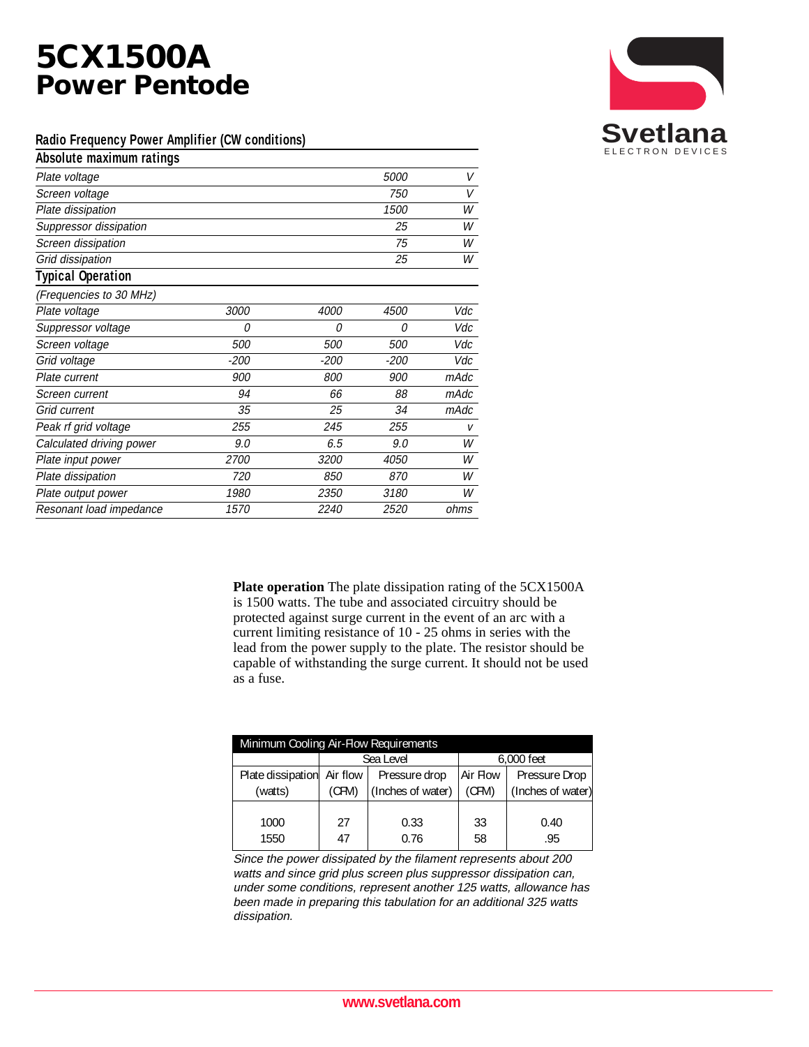# 5CX1500A
## Power Pentode

Svetlana
ELECTRON DEVICES

### Radio Frequency Power Amplifier (CW conditions)

#### Absolute maximum ratings

| | | |
|---|---|---|
| *Plate voltage* | *5000* | *V* |
| *Screen voltage* | *750* | *V* |
| *Plate dissipation* | *1500* | *W* |
| *Suppressor dissipation* | *25* | *W* |
| *Screen dissipation* | *75* | *W* |
| *Grid dissipation* | *25* | *W* |

#### Typical Operation

| *(Frequencies to 30 MHz)* | | | | |
|---|---|---|---|---|
| *Plate voltage* | *3000* | *4000* | *4500* | *Vdc* |
| *Suppressor voltage* | *0* | *0* | *0* | *Vdc* |
| *Screen voltage* | *500* | *500* | *500* | *Vdc* |
| *Grid voltage* | *-200* | *-200* | *-200* | *Vdc* |
| *Plate current* | *900* | *800* | *900* | *mAdc* |
| *Screen current* | *94* | *66* | *88* | *mAdc* |
| *Grid current* | *35* | *25* | *34* | *mAdc* |
| *Peak rf grid voltage* | *255* | *245* | *255* | *v* |
| *Calculated driving power* | *9.0* | *6.5* | *9.0* | *W* |
| *Plate input power* | *2700* | *3200* | *4050* | *W* |
| *Plate dissipation* | *720* | *850* | *870* | *W* |
| *Plate output power* | *1980* | *2350* | *3180* | *W* |
| *Resonant load impedance* | *1570* | *2240* | *2520* | *ohms* |

**Plate operation** The plate dissipation rating of the 5CX1500A is 1500 watts. The tube and associated circuitry should be protected against surge current in the event of an arc with a current limiting resistance of 10 - 25 ohms in series with the lead from the power supply to the plate. The resistor should be capable of withstanding the surge current. It should not be used as a fuse.

| Minimum Cooling Air-Flow Requirements | | | | |
|---|---|---|---|---|
| | Sea Level | | 6,000 feet | |
| Plate dissipation (watts) | Air flow (CFM) | Pressure drop (Inches of water) | Air Flow (CFM) | Pressure Drop (Inches of water) |
| 1000 | 27 | 0.33 | 33 | 0.40 |
| 1550 | 47 | 0.76 | 58 | .95 |

*Since the power dissipated by the filament represents about 200 watts and since grid plus screen plus suppressor dissipation can, under some conditions, represent another 125 watts, allowance has been made in preparing this tabulation for an additional 325 watts dissipation.*

www.svetlana.com